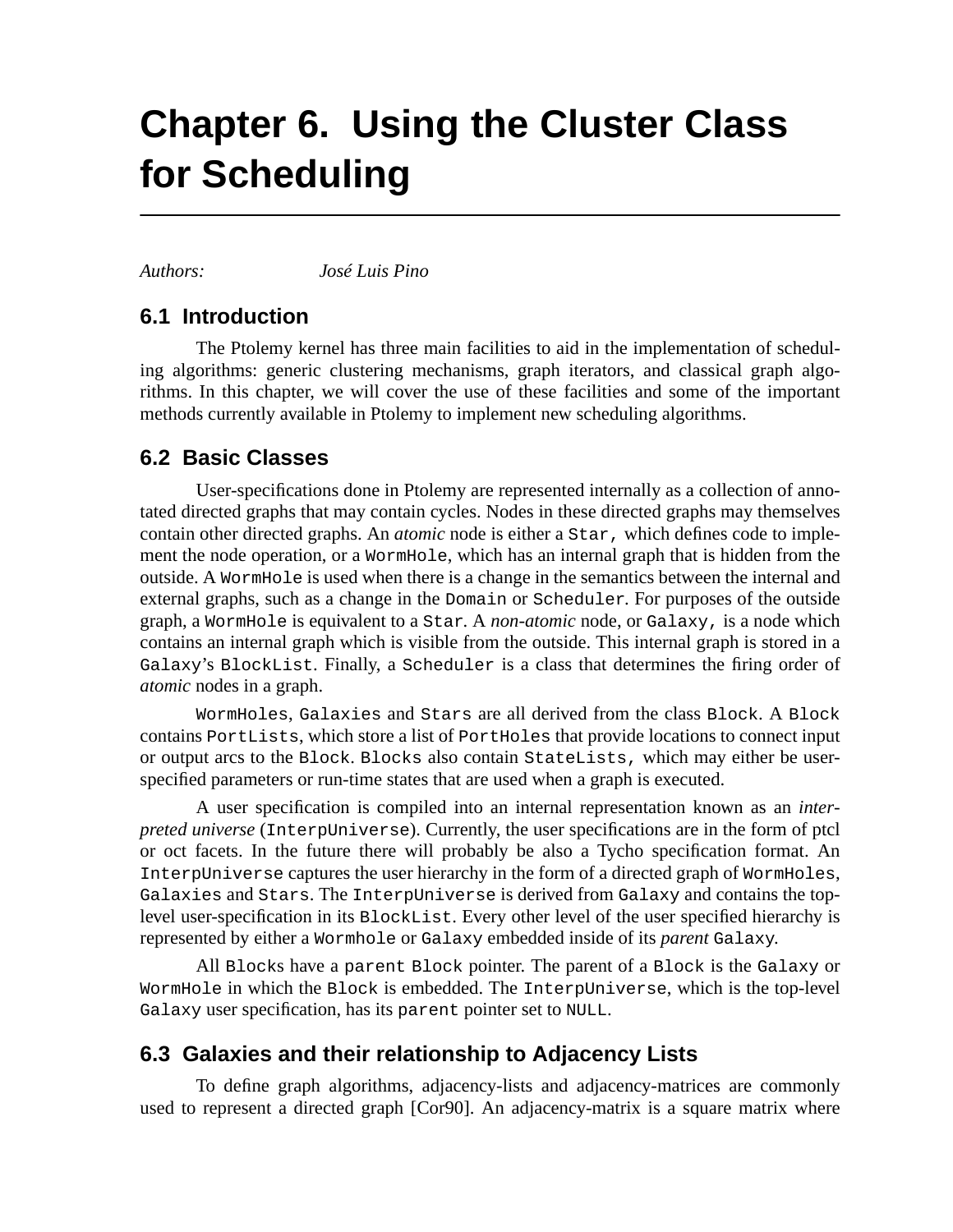# Chapter 6. Using the Cluster Class for Scheduling

*Authors:* *José Luis Pino*

## 6.1 Introduction

The Ptolemy kernel has three main facilities to aid in the implementation of scheduling algorithms: generic clustering mechanisms, graph iterators, and classical graph algorithms. In this chapter, we will cover the use of these facilities and some of the important methods currently available in Ptolemy to implement new scheduling algorithms.

## 6.2 Basic Classes

User-specifications done in Ptolemy are represented internally as a collection of annotated directed graphs that may contain cycles. Nodes in these directed graphs may themselves contain other directed graphs. An *atomic* node is either a `Star,` which defines code to implement the node operation, or a `WormHole`, which has an internal graph that is hidden from the outside. A `WormHole` is used when there is a change in the semantics between the internal and external graphs, such as a change in the `Domain` or `Scheduler`. For purposes of the outside graph, a `WormHole` is equivalent to a `Star`. A *non-atomic* node, or `Galaxy,` is a node which contains an internal graph which is visible from the outside. This internal graph is stored in a `Galaxy`'s `BlockList`. Finally, a `Scheduler` is a class that determines the firing order of *atomic* nodes in a graph.

`WormHoles`, `Galaxies` and `Stars` are all derived from the class `Block`. A `Block` contains `PortLists`, which store a list of `PortHoles` that provide locations to connect input or output arcs to the `Block`. `Blocks` also contain `StateLists,` which may either be user-specified parameters or run-time states that are used when a graph is executed.

A user specification is compiled into an internal representation known as an *interpreted universe* (`InterpUniverse`). Currently, the user specifications are in the form of ptcl or oct facets. In the future there will probably be also a Tycho specification format. An `InterpUniverse` captures the user hierarchy in the form of a directed graph of `WormHoles`, `Galaxies` and `Stars`. The `InterpUniverse` is derived from `Galaxy` and contains the top-level user-specification in its `BlockList`. Every other level of the user specified hierarchy is represented by either a `Wormhole` or `Galaxy` embedded inside of its *parent* `Galaxy`.

All `Blocks` have a `parent Block` pointer. The parent of a `Block` is the `Galaxy` or `WormHole` in which the `Block` is embedded. The `InterpUniverse`, which is the top-level `Galaxy` user specification, has its `parent` pointer set to `NULL`.

## 6.3 Galaxies and their relationship to Adjacency Lists

To define graph algorithms, adjacency-lists and adjacency-matrices are commonly used to represent a directed graph [Cor90]. An adjacency-matrix is a square matrix where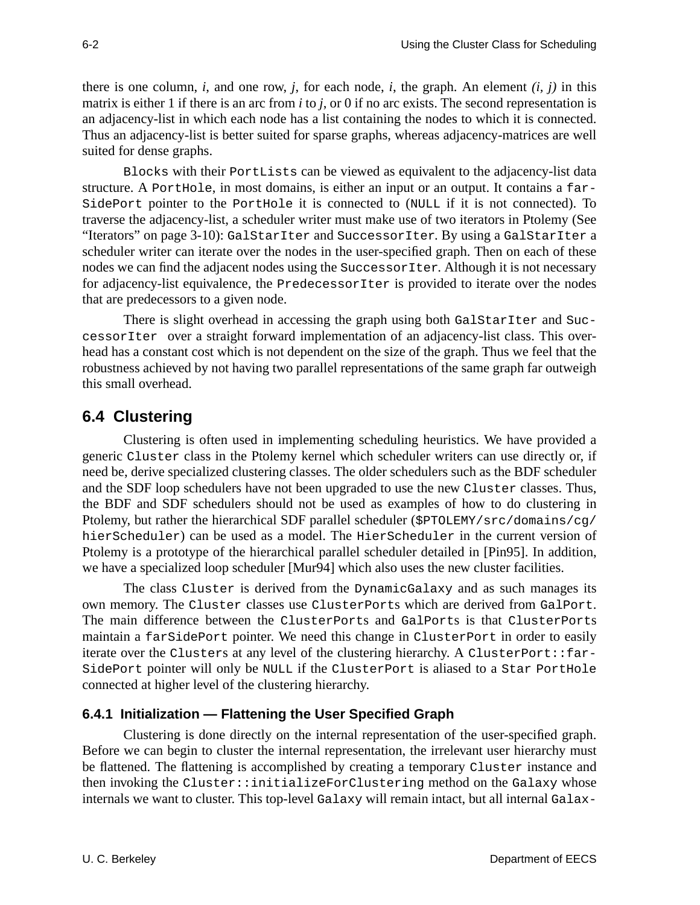there is one column, *i*, and one row, *j*, for each node, *i*, the graph. An element *(i, j)* in this matrix is either 1 if there is an arc from *i* to *j*, or 0 if no arc exists. The second representation is an adjacency-list in which each node has a list containing the nodes to which it is connected. Thus an adjacency-list is better suited for sparse graphs, whereas adjacency-matrices are well suited for dense graphs.

`Blocks` with their `PortLists` can be viewed as equivalent to the adjacency-list data structure. A `PortHole`, in most domains, is either an input or an output. It contains a `farSidePort` pointer to the `PortHole` it is connected to (`NULL` if it is not connected). To traverse the adjacency-list, a scheduler writer must make use of two iterators in Ptolemy (See "Iterators" on page 3-10): `GalStarIter` and `SuccessorIter`. By using a `GalStarIter` a scheduler writer can iterate over the nodes in the user-specified graph. Then on each of these nodes we can find the adjacent nodes using the `SuccessorIter`. Although it is not necessary for adjacency-list equivalence, the `PredecessorIter` is provided to iterate over the nodes that are predecessors to a given node.

There is slight overhead in accessing the graph using both `GalStarIter` and `SuccessorIter` over a straight forward implementation of an adjacency-list class. This overhead has a constant cost which is not dependent on the size of the graph. Thus we feel that the robustness achieved by not having two parallel representations of the same graph far outweigh this small overhead.

## 6.4 Clustering

Clustering is often used in implementing scheduling heuristics. We have provided a generic `Cluster` class in the Ptolemy kernel which scheduler writers can use directly or, if need be, derive specialized clustering classes. The older schedulers such as the BDF scheduler and the SDF loop schedulers have not been upgraded to use the new `Cluster` classes. Thus, the BDF and SDF schedulers should not be used as examples of how to do clustering in Ptolemy, but rather the hierarchical SDF parallel scheduler (`$PTOLEMY/src/domains/cg/hierScheduler`) can be used as a model. The `HierScheduler` in the current version of Ptolemy is a prototype of the hierarchical parallel scheduler detailed in [Pin95]. In addition, we have a specialized loop scheduler [Mur94] which also uses the new cluster facilities.

The class `Cluster` is derived from the `DynamicGalaxy` and as such manages its own memory. The `Cluster` classes use `ClusterPorts` which are derived from `GalPort`. The main difference between the `ClusterPorts` and `GalPorts` is that `ClusterPorts` maintain a `farSidePort` pointer. We need this change in `ClusterPort` in order to easily iterate over the `Clusters` at any level of the clustering hierarchy. A `ClusterPort::farSidePort` pointer will only be `NULL` if the `ClusterPort` is aliased to a `Star PortHole` connected at higher level of the clustering hierarchy.

### 6.4.1 Initialization — Flattening the User Specified Graph

Clustering is done directly on the internal representation of the user-specified graph. Before we can begin to cluster the internal representation, the irrelevant user hierarchy must be flattened. The flattening is accomplished by creating a temporary `Cluster` instance and then invoking the `Cluster::initializeForClustering` method on the `Galaxy` whose internals we want to cluster. This top-level `Galaxy` will remain intact, but all internal `Galax-`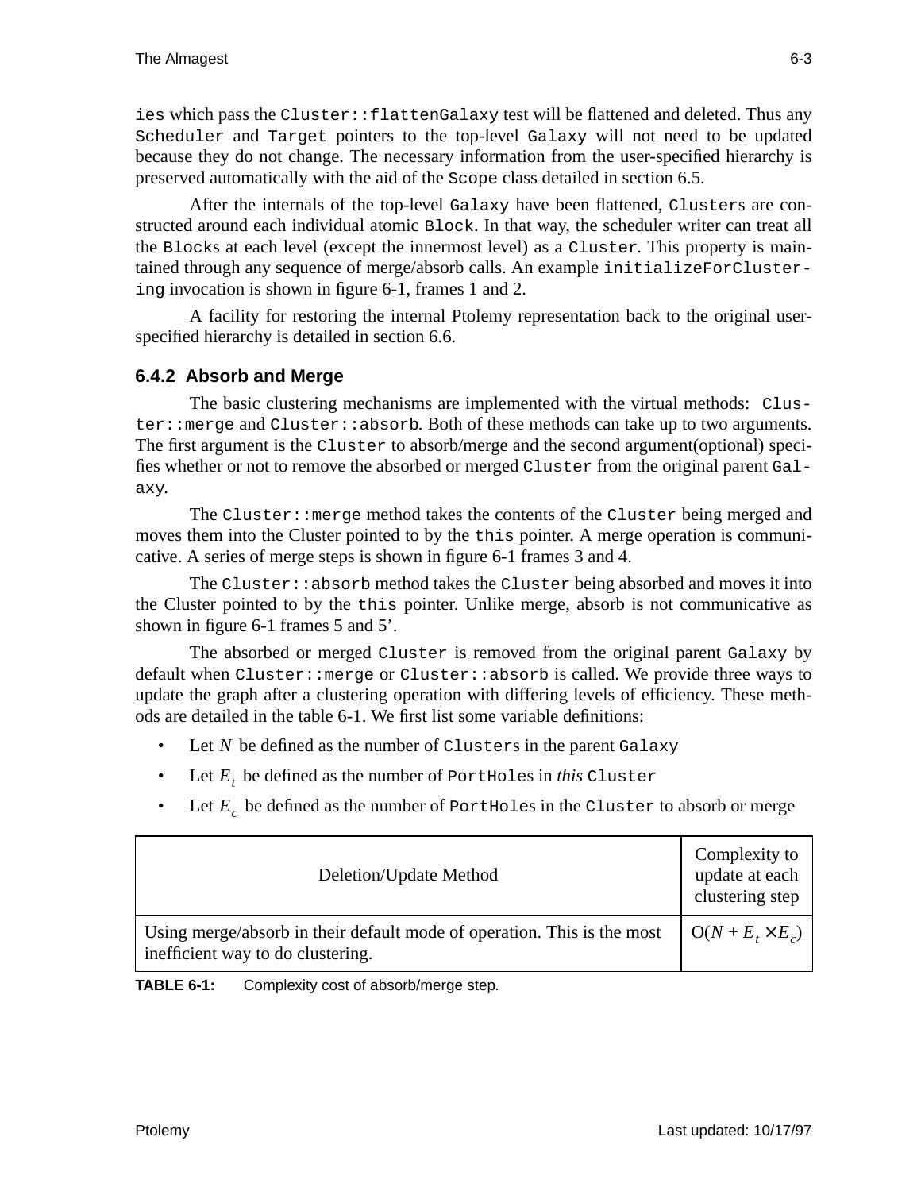ies which pass the `Cluster::flattenGalaxy` test will be flattened and deleted. Thus any `Scheduler` and `Target` pointers to the top-level `Galaxy` will not need to be updated because they do not change. The necessary information from the user-specified hierarchy is preserved automatically with the aid of the `Scope` class detailed in section 6.5.

After the internals of the top-level `Galaxy` have been flattened, `Clusters` are constructed around each individual atomic `Block`. In that way, the scheduler writer can treat all the `Blocks` at each level (except the innermost level) as a `Cluster`. This property is maintained through any sequence of merge/absorb calls. An example `initializeForClustering` invocation is shown in figure 6-1, frames 1 and 2.

A facility for restoring the internal Ptolemy representation back to the original user-specified hierarchy is detailed in section 6.6.

### 6.4.2 Absorb and Merge

The basic clustering mechanisms are implemented with the virtual methods: `Cluster::merge` and `Cluster::absorb`. Both of these methods can take up to two arguments. The first argument is the `Cluster` to absorb/merge and the second argument(optional) specifies whether or not to remove the absorbed or merged `Cluster` from the original parent `Galaxy`.

The `Cluster::merge` method takes the contents of the `Cluster` being merged and moves them into the Cluster pointed to by the `this` pointer. A merge operation is communicative. A series of merge steps is shown in figure 6-1 frames 3 and 4.

The `Cluster::absorb` method takes the `Cluster` being absorbed and moves it into the Cluster pointed to by the `this` pointer. Unlike merge, absorb is not communicative as shown in figure 6-1 frames 5 and 5'.

The absorbed or merged `Cluster` is removed from the original parent `Galaxy` by default when `Cluster::merge` or `Cluster::absorb` is called. We provide three ways to update the graph after a clustering operation with differing levels of efficiency. These methods are detailed in the table 6-1. We first list some variable definitions:

- Let $N$ be defined as the number of `Clusters` in the parent `Galaxy`
- Let $E_t$ be defined as the number of `PortHoles` in *this* `Cluster`
- Let $E_c$ be defined as the number of `PortHoles` in the `Cluster` to absorb or merge

| Deletion/Update Method | Complexity to update at each clustering step |
|---|---|
| Using merge/absorb in their default mode of operation. This is the most inefficient way to do clustering. | $O(N + E_t \times E_c)$ |

**TABLE 6-1:** Complexity cost of absorb/merge step.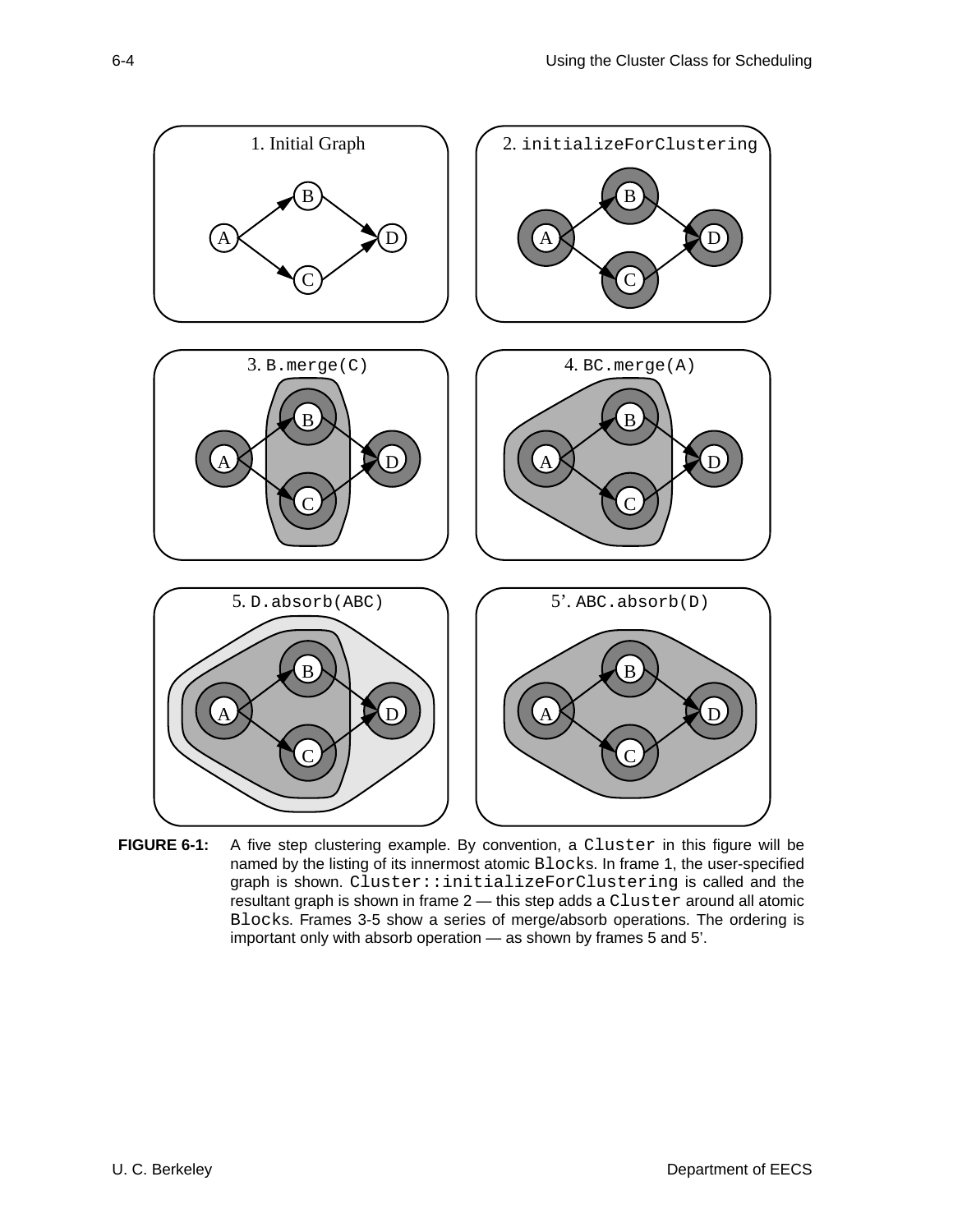1. Initial Graph

2. `initializeForClustering`

3. `B.merge(C)`

4. `BC.merge(A)`

5. `D.absorb(ABC)`

5'. `ABC.absorb(D)`

**FIGURE 6-1:** A five step clustering example. By convention, a `Cluster` in this figure will be named by the listing of its innermost atomic `Blocks`. In frame 1, the user-specified graph is shown. `Cluster::initializeForClustering` is called and the resultant graph is shown in frame 2 — this step adds a `Cluster` around all atomic `Blocks`. Frames 3-5 show a series of merge/absorb operations. The ordering is important only with absorb operation — as shown by frames 5 and 5'.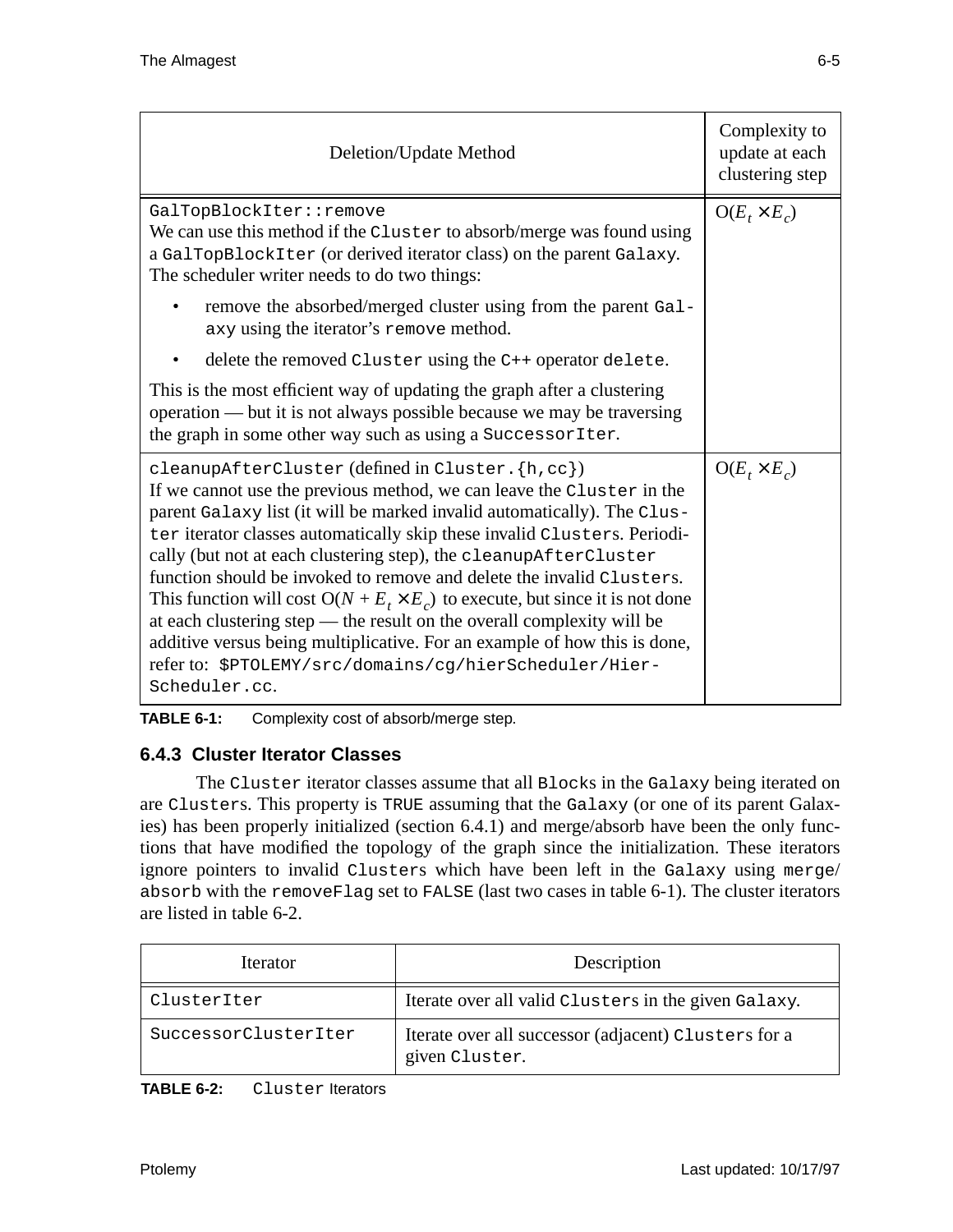| Deletion/Update Method | Complexity to update at each clustering step |
|---|---|
| `GalTopBlockIter::remove`<br>We can use this method if the `Cluster` to absorb/merge was found using a `GalTopBlockIter` (or derived iterator class) on the parent `Galaxy`. The scheduler writer needs to do two things:<br>• remove the absorbed/merged cluster using from the parent `Galaxy` using the iterator's `remove` method.<br>• delete the removed `Cluster` using the `C++` operator `delete`.<br>This is the most efficient way of updating the graph after a clustering operation — but it is not always possible because we may be traversing the graph in some other way such as using a `SuccessorIter`. | $O(E_t \times E_c)$ |
| `cleanupAfterCluster` (defined in `Cluster.{h,cc}`)<br>If we cannot use the previous method, we can leave the `Cluster` in the parent `Galaxy` list (it will be marked invalid automatically). The `Cluster` iterator classes automatically skip these invalid `Clusters`. Periodically (but not at each clustering step), the `cleanupAfterCluster` function should be invoked to remove and delete the invalid `Clusters`. This function will cost $O(N + E_t \times E_c)$ to execute, but since it is not done at each clustering step — the result on the overall complexity will be additive versus being multiplicative. For an example of how this is done, refer to: `$PTOLEMY/src/domains/cg/hierScheduler/HierScheduler.cc`. | $O(E_t \times E_c)$ |

**TABLE 6-1:** Complexity cost of absorb/merge step.

### 6.4.3 Cluster Iterator Classes

The `Cluster` iterator classes assume that all `Blocks` in the `Galaxy` being iterated on are `Clusters`. This property is `TRUE` assuming that the `Galaxy` (or one of its parent Galaxies) has been properly initialized (section 6.4.1) and merge/absorb have been the only functions that have modified the topology of the graph since the initialization. These iterators ignore pointers to invalid `Clusters` which have been left in the `Galaxy` using `merge`/`absorb` with the `removeFlag` set to `FALSE` (last two cases in table 6-1). The cluster iterators are listed in table 6-2.

| Iterator | Description |
|---|---|
| `ClusterIter` | Iterate over all valid `Clusters` in the given `Galaxy`. |
| `SuccessorClusterIter` | Iterate over all successor (adjacent) `Clusters` for a given `Cluster`. |

**TABLE 6-2:** `Cluster` Iterators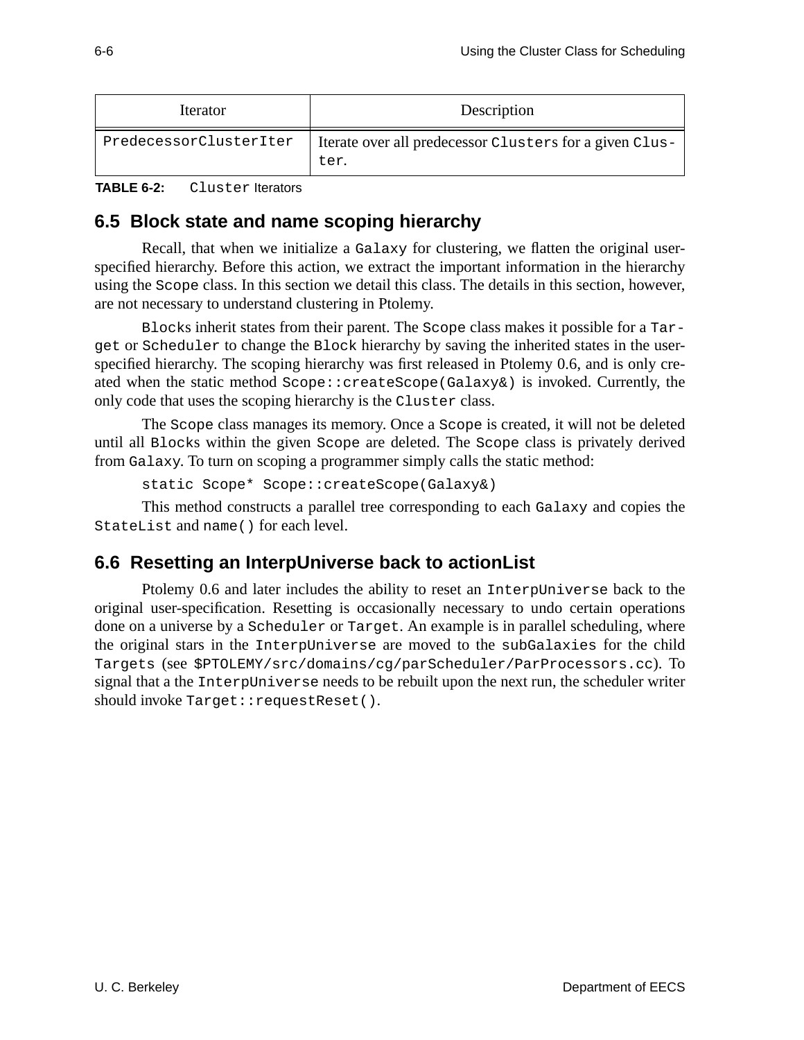| Iterator | Description |
| --- | --- |
| PredecessorClusterIter | Iterate over all predecessor Clusters for a given Cluster. |

**TABLE 6-2:** Cluster Iterators

## 6.5 Block state and name scoping hierarchy

Recall, that when we initialize a Galaxy for clustering, we flatten the original user-specified hierarchy. Before this action, we extract the important information in the hierarchy using the Scope class. In this section we detail this class. The details in this section, however, are not necessary to understand clustering in Ptolemy.

Blocks inherit states from their parent. The Scope class makes it possible for a Target or Scheduler to change the Block hierarchy by saving the inherited states in the user-specified hierarchy. The scoping hierarchy was first released in Ptolemy 0.6, and is only created when the static method Scope::createScope(Galaxy&) is invoked. Currently, the only code that uses the scoping hierarchy is the Cluster class.

The Scope class manages its memory. Once a Scope is created, it will not be deleted until all Blocks within the given Scope are deleted. The Scope class is privately derived from Galaxy. To turn on scoping a programmer simply calls the static method:

```
static Scope* Scope::createScope(Galaxy&)
```

This method constructs a parallel tree corresponding to each Galaxy and copies the StateList and name() for each level.

## 6.6 Resetting an InterpUniverse back to actionList

Ptolemy 0.6 and later includes the ability to reset an InterpUniverse back to the original user-specification. Resetting is occasionally necessary to undo certain operations done on a universe by a Scheduler or Target. An example is in parallel scheduling, where the original stars in the InterpUniverse are moved to the subGalaxies for the child Targets (see $PTOLEMY/src/domains/cg/parScheduler/ParProcessors.cc). To signal that a the InterpUniverse needs to be rebuilt upon the next run, the scheduler writer should invoke Target::requestReset().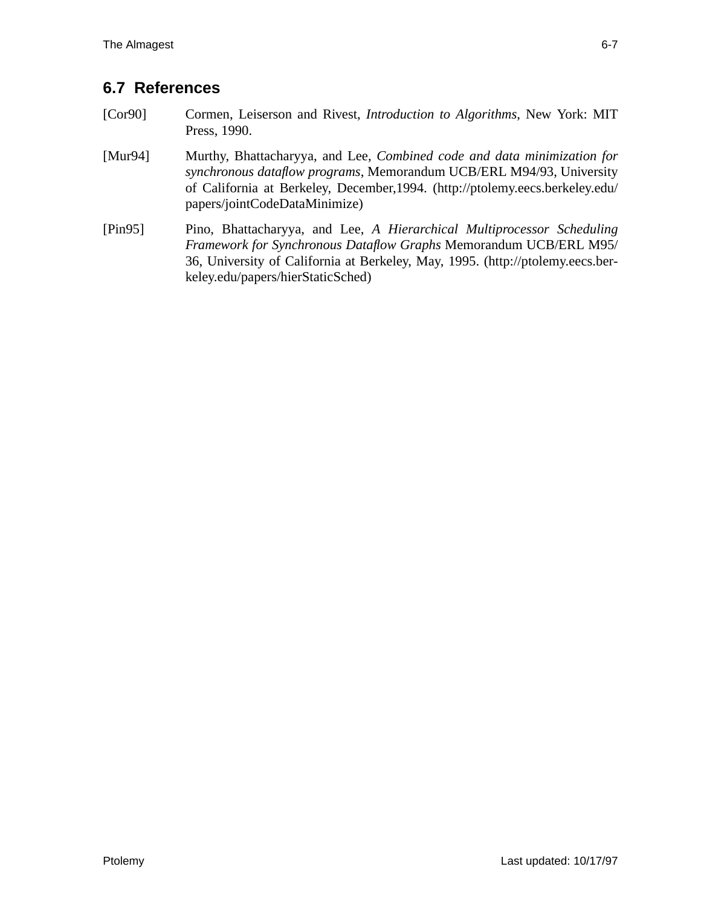## 6.7 References

[Cor90] Cormen, Leiserson and Rivest, *Introduction to Algorithms*, New York: MIT Press, 1990.

[Mur94] Murthy, Bhattacharyya, and Lee, *Combined code and data minimization for synchronous dataflow programs*, Memorandum UCB/ERL M94/93, University of California at Berkeley, December,1994. (http://ptolemy.eecs.berkeley.edu/papers/jointCodeDataMinimize)

[Pin95] Pino, Bhattacharyya, and Lee, *A Hierarchical Multiprocessor Scheduling Framework for Synchronous Dataflow Graphs* Memorandum UCB/ERL M95/36, University of California at Berkeley, May, 1995. (http://ptolemy.eecs.berkeley.edu/papers/hierStaticSched)